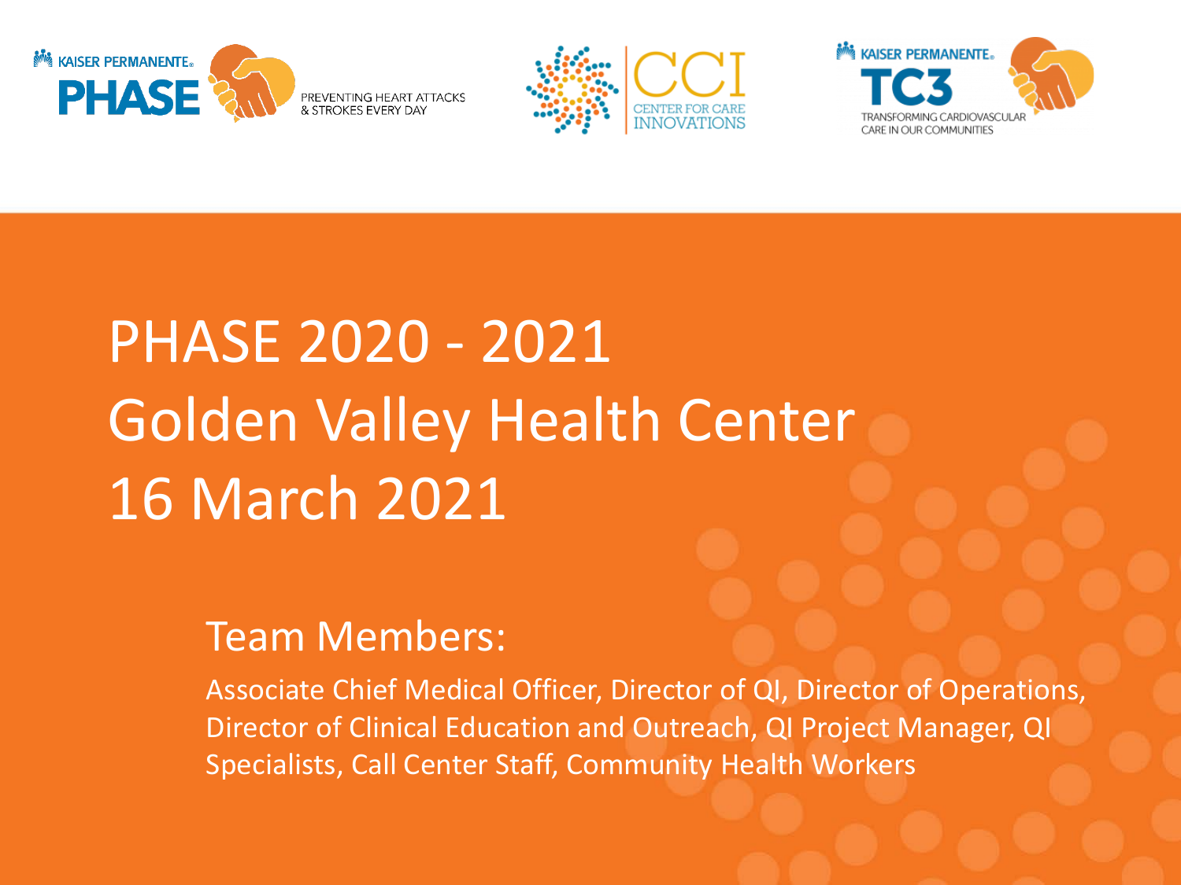KAISER PERMANENTE® PHASE — PREVENTING HEART ATTACKS & STROKES EVERY DAY

CCI — CENTER FOR CARE INNOVATIONS

KAISER PERMANENTE® TC3 — TRANSFORMING CARDIOVASCULAR CARE IN OUR COMMUNITIES

# PHASE 2020 - 2021
# Golden Valley Health Center
# 16 March 2021

## Team Members:

Associate Chief Medical Officer, Director of QI, Director of Operations, Director of Clinical Education and Outreach, QI Project Manager, QI Specialists, Call Center Staff, Community Health Workers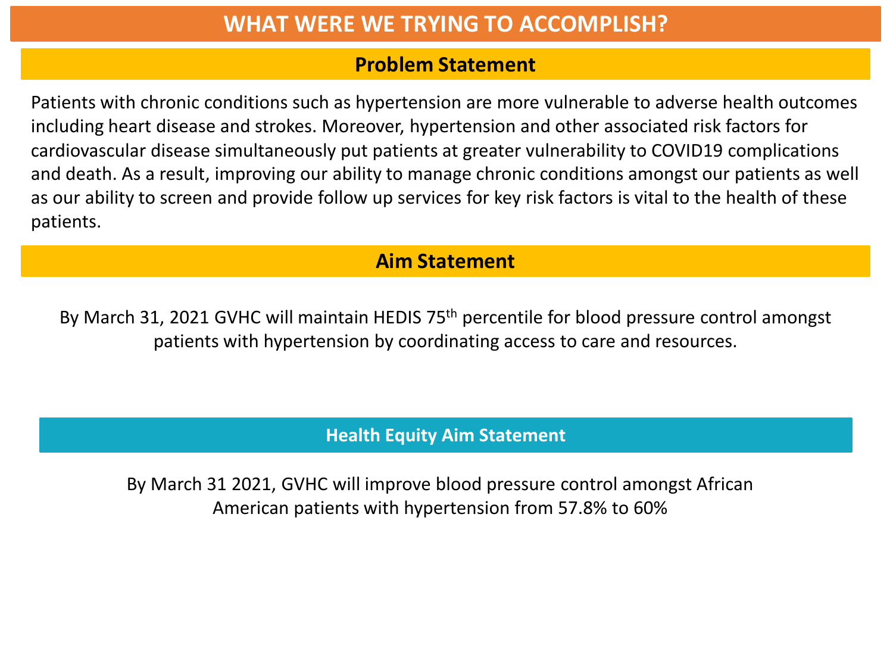# WHAT WERE WE TRYING TO ACCOMPLISH?

## Problem Statement

Patients with chronic conditions such as hypertension are more vulnerable to adverse health outcomes including heart disease and strokes. Moreover, hypertension and other associated risk factors for cardiovascular disease simultaneously put patients at greater vulnerability to COVID19 complications and death. As a result, improving our ability to manage chronic conditions amongst our patients as well as our ability to screen and provide follow up services for key risk factors is vital to the health of these patients.

## Aim Statement

By March 31, 2021 GVHC will maintain HEDIS 75$^{th}$ percentile for blood pressure control amongst patients with hypertension by coordinating access to care and resources.

## Health Equity Aim Statement

By March 31 2021, GVHC will improve blood pressure control amongst African American patients with hypertension from 57.8% to 60%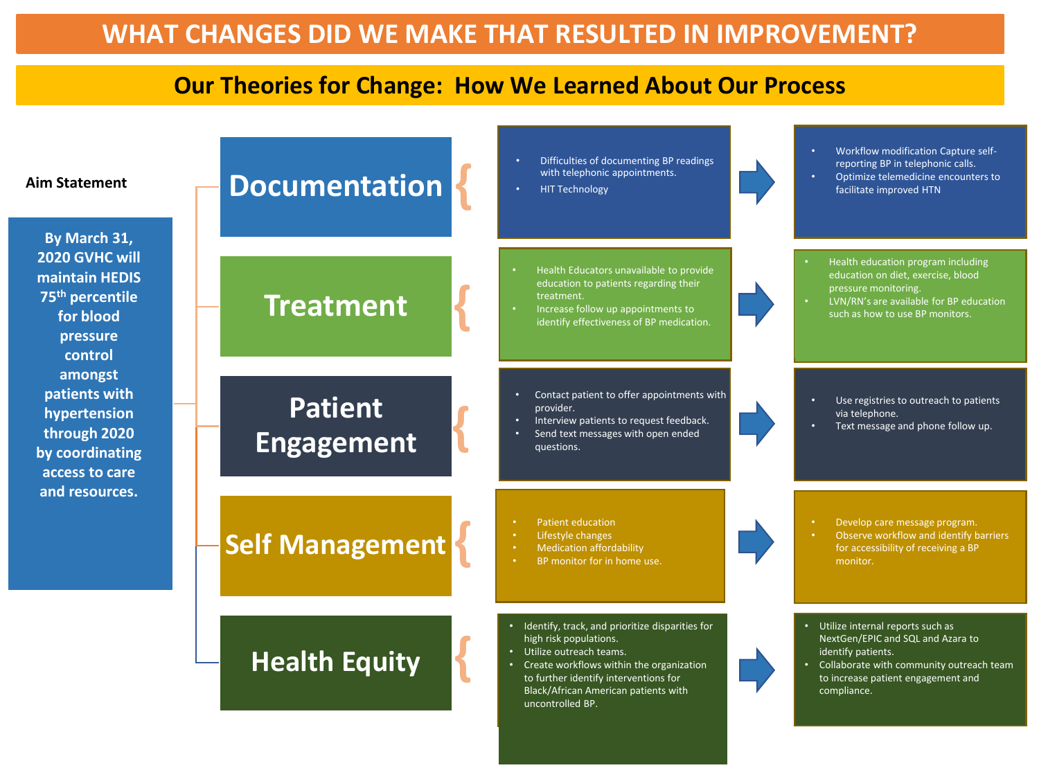# WHAT CHANGES DID WE MAKE THAT RESULTED IN IMPROVEMENT?

## Our Theories for Change: How We Learned About Our Process

**Aim Statement**

**By March 31, 2020 GVHC will maintain HEDIS 75th percentile for blood pressure control amongst patients with hypertension through 2020 by coordinating access to care and resources.**

### Documentation

- Difficulties of documenting BP readings with telephonic appointments.
- HIT Technology

→

- Workflow modification Capture self-reporting BP in telephonic calls.
- Optimize telemedicine encounters to facilitate improved HTN

### Treatment

- Health Educators unavailable to provide education to patients regarding their treatment.
- Increase follow up appointments to identify effectiveness of BP medication.

→

- Health education program including education on diet, exercise, blood pressure monitoring.
- LVN/RN's are available for BP education such as how to use BP monitors.

### Patient Engagement

- Contact patient to offer appointments with provider.
- Interview patients to request feedback.
- Send text messages with open ended questions.

→

- Use registries to outreach to patients via telephone.
- Text message and phone follow up.

### Self Management

- Patient education
- Lifestyle changes
- Medication affordability
- BP monitor for in home use.

→

- Develop care message program.
- Observe workflow and identify barriers for accessibility of receiving a BP monitor.

### Health Equity

- Identify, track, and prioritize disparities for high risk populations.
- Utilize outreach teams.
- Create workflows within the organization to further identify interventions for Black/African American patients with uncontrolled BP.

→

- Utilize internal reports such as NextGen/EPIC and SQL and Azara to identify patients.
- Collaborate with community outreach team to increase patient engagement and compliance.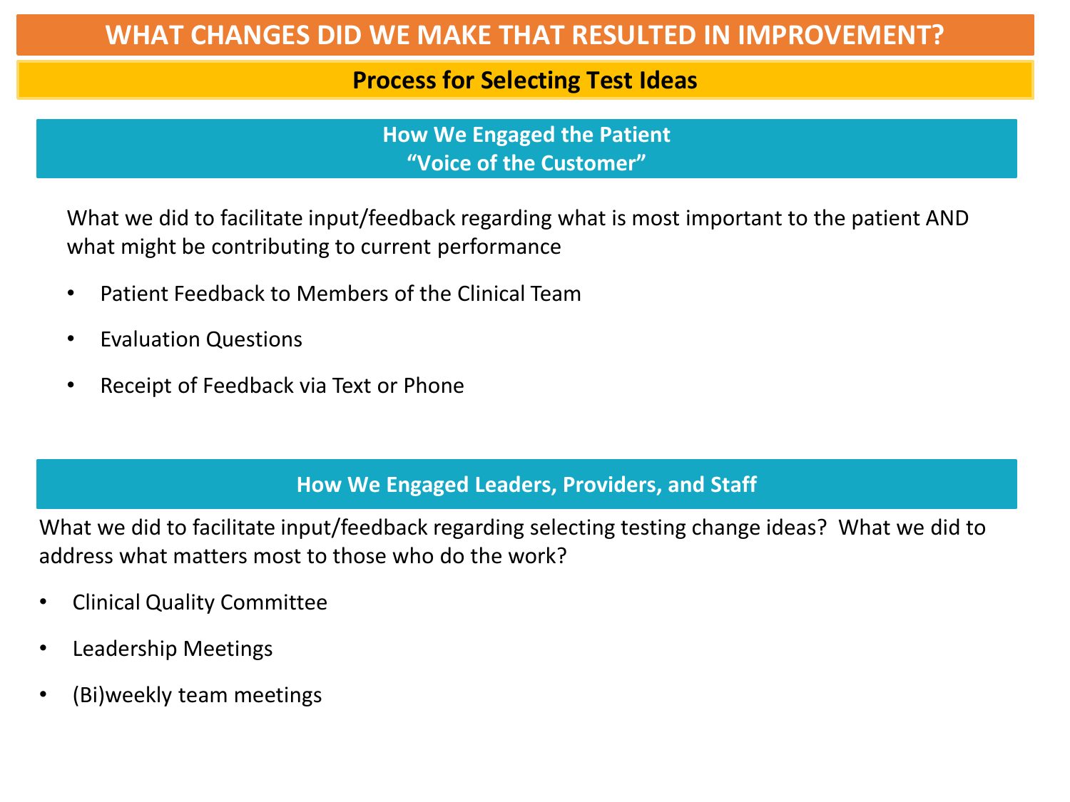# WHAT CHANGES DID WE MAKE THAT RESULTED IN IMPROVEMENT?

## Process for Selecting Test Ideas

### How We Engaged the Patient
### "Voice of the Customer"

What we did to facilitate input/feedback regarding what is most important to the patient AND what might be contributing to current performance

- Patient Feedback to Members of the Clinical Team
- Evaluation Questions
- Receipt of Feedback via Text or Phone

### How We Engaged Leaders, Providers, and Staff

What we did to facilitate input/feedback regarding selecting testing change ideas? What we did to address what matters most to those who do the work?

- Clinical Quality Committee
- Leadership Meetings
- (Bi)weekly team meetings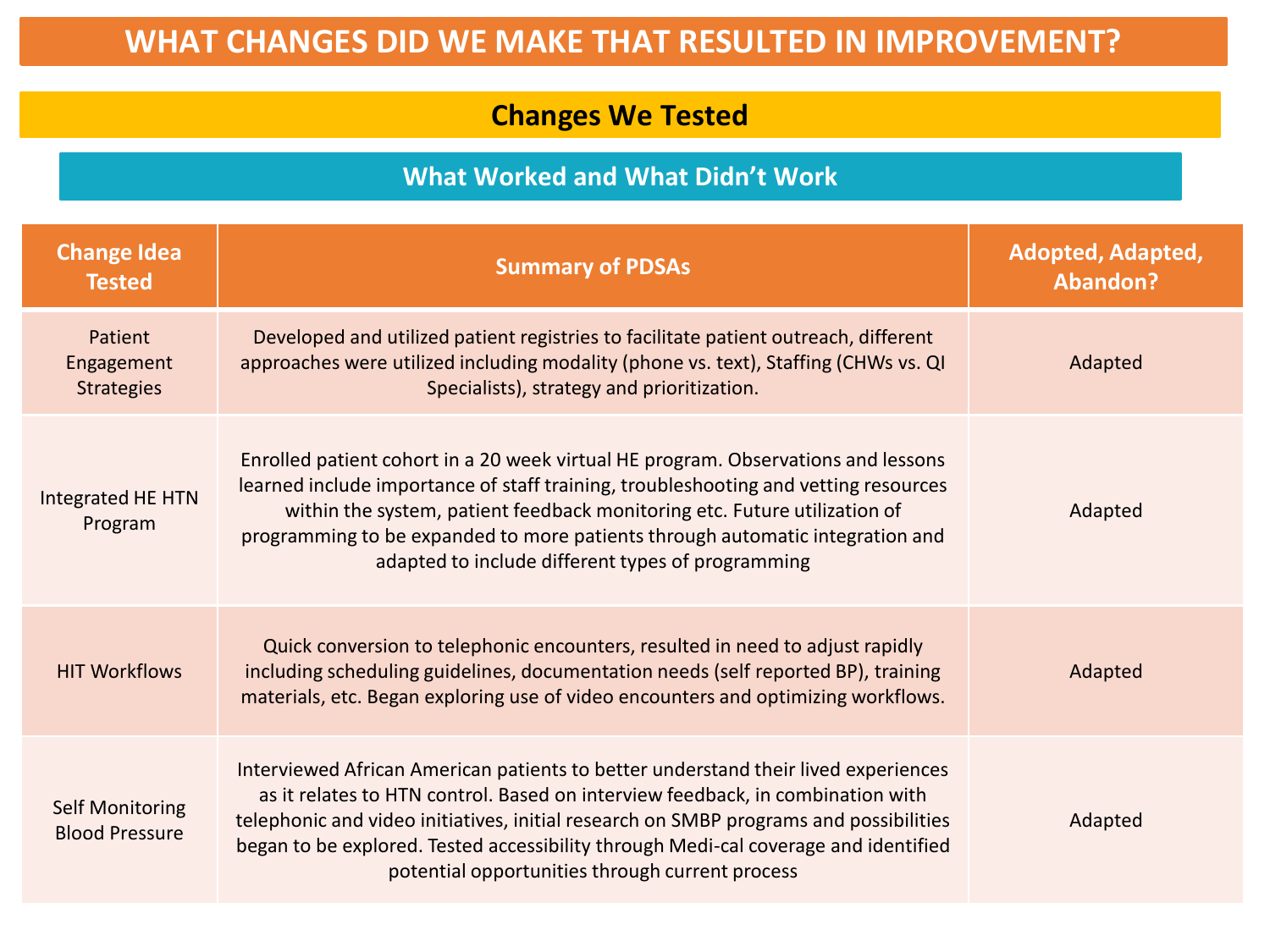# WHAT CHANGES DID WE MAKE THAT RESULTED IN IMPROVEMENT?

## Changes We Tested

### What Worked and What Didn't Work

| Change Idea Tested | Summary of PDSAs | Adopted, Adapted, Abandon? |
| --- | --- | --- |
| Patient Engagement Strategies | Developed and utilized patient registries to facilitate patient outreach, different approaches were utilized including modality (phone vs. text), Staffing (CHWs vs. QI Specialists), strategy and prioritization. | Adapted |
| Integrated HE HTN Program | Enrolled patient cohort in a 20 week virtual HE program. Observations and lessons learned include importance of staff training, troubleshooting and vetting resources within the system, patient feedback monitoring etc. Future utilization of programming to be expanded to more patients through automatic integration and adapted to include different types of programming | Adapted |
| HIT Workflows | Quick conversion to telephonic encounters, resulted in need to adjust rapidly including scheduling guidelines, documentation needs (self reported BP), training materials, etc. Began exploring use of video encounters and optimizing workflows. | Adapted |
| Self Monitoring Blood Pressure | Interviewed African American patients to better understand their lived experiences as it relates to HTN control. Based on interview feedback, in combination with telephonic and video initiatives, initial research on SMBP programs and possibilities began to be explored. Tested accessibility through Medi-cal coverage and identified potential opportunities through current process | Adapted |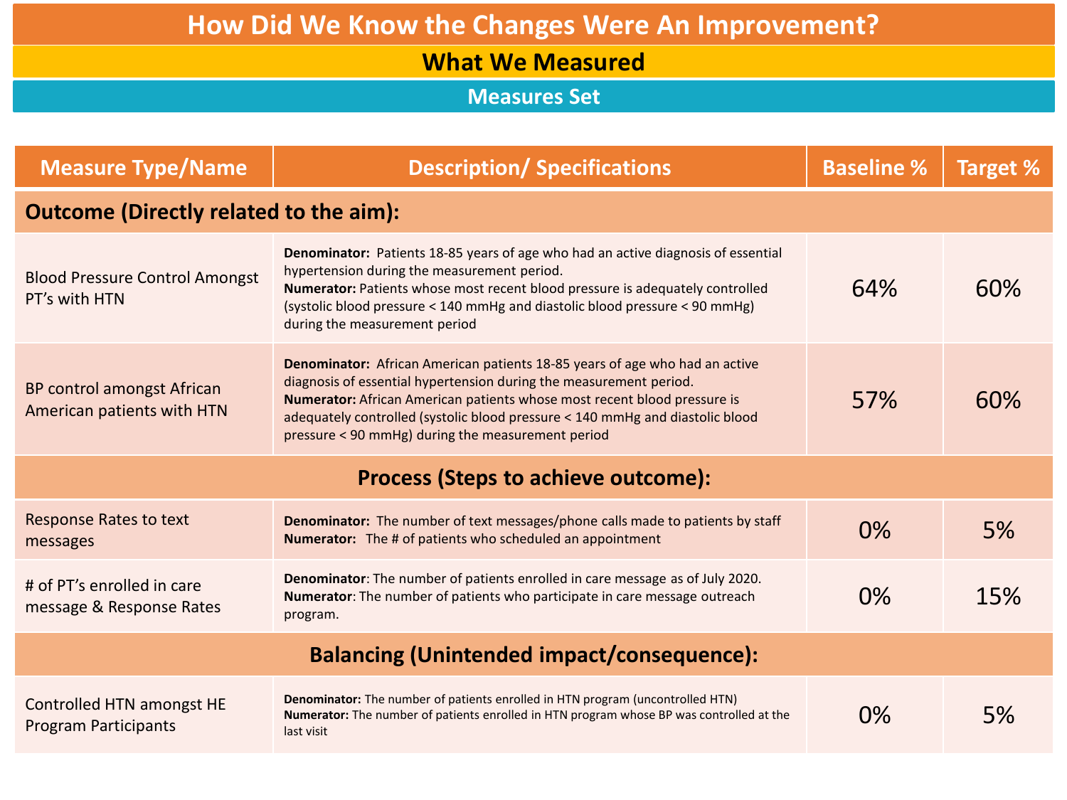# How Did We Know the Changes Were An Improvement?

## What We Measured

### Measures Set

| Measure Type/Name | Description/ Specifications | Baseline % | Target % |
|---|---|---|---|
| **Outcome (Directly related to the aim):** | | | |
| Blood Pressure Control Amongst PT's with HTN | **Denominator:** Patients 18-85 years of age who had an active diagnosis of essential hypertension during the measurement period. **Numerator:** Patients whose most recent blood pressure is adequately controlled (systolic blood pressure < 140 mmHg and diastolic blood pressure < 90 mmHg) during the measurement period | 64% | 60% |
| BP control amongst African American patients with HTN | **Denominator:** African American patients 18-85 years of age who had an active diagnosis of essential hypertension during the measurement period. **Numerator:** African American patients whose most recent blood pressure is adequately controlled (systolic blood pressure < 140 mmHg and diastolic blood pressure < 90 mmHg) during the measurement period | 57% | 60% |
| **Process (Steps to achieve outcome):** | | | |
| Response Rates to text messages | **Denominator:** The number of text messages/phone calls made to patients by staff **Numerator:** The # of patients who scheduled an appointment | 0% | 5% |
| # of PT's enrolled in care message & Response Rates | **Denominator**: The number of patients enrolled in care message as of July 2020. **Numerator**: The number of patients who participate in care message outreach program. | 0% | 15% |
| **Balancing (Unintended impact/consequence):** | | | |
| Controlled HTN amongst HE Program Participants | **Denominator:** The number of patients enrolled in HTN program (uncontrolled HTN) **Numerator:** The number of patients enrolled in HTN program whose BP was controlled at the last visit | 0% | 5% |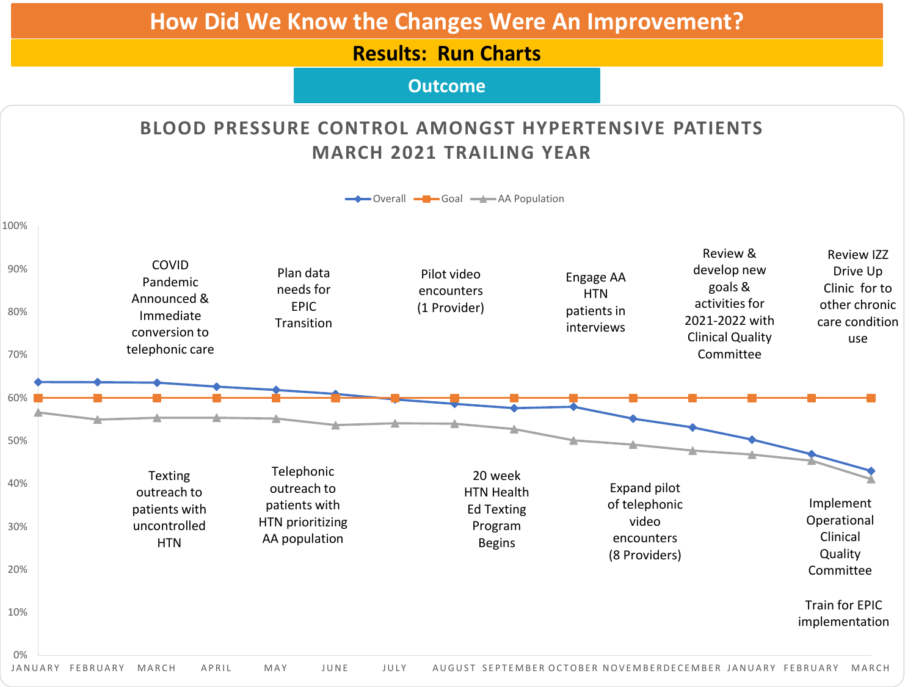# How Did We Know the Changes Were An Improvement?

## Results: Run Charts

### Outcome

**BLOOD PRESSURE CONTROL AMONGST HYPERTENSIVE PATIENTS MARCH 2021 TRAILING YEAR**

Legend: Overall, Goal, AA Population

Y-axis: 0%, 10%, 20%, 30%, 40%, 50%, 60%, 70%, 80%, 90%, 100%

X-axis: JANUARY, FEBRUARY, MARCH, APRIL, MAY, JUNE, JULY, AUGUST, SEPTEMBER, OCTOBER, NOVEMBER, DECEMBER, JANUARY, FEBRUARY, MARCH

Annotations:

- COVID Pandemic Announced & Immediate conversion to telephonic care
- Texting outreach to patients with uncontrolled HTN
- Plan data needs for EPIC Transition
- Telephonic outreach to patients with HTN prioritizing AA population
- Pilot video encounters (1 Provider)
- 20 week HTN Health Ed Texting Program Begins
- Engage AA HTN patients in interviews
- Expand pilot of telephonic video encounters (8 Providers)
- Review & develop new goals & activities for 2021-2022 with Clinical Quality Committee
- Review IZZ Drive Up Clinic for to other chronic care condition use
- Implement Operational Clinical Quality Committee
- Train for EPIC implementation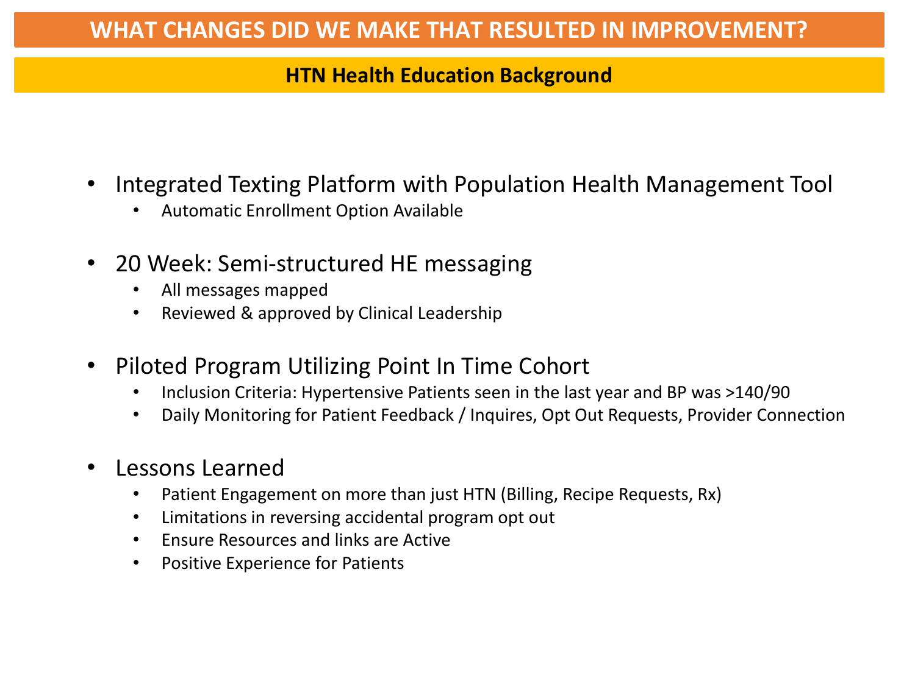# WHAT CHANGES DID WE MAKE THAT RESULTED IN IMPROVEMENT?

## HTN Health Education Background

- Integrated Texting Platform with Population Health Management Tool
  - Automatic Enrollment Option Available
- 20 Week: Semi-structured HE messaging
  - All messages mapped
  - Reviewed & approved by Clinical Leadership
- Piloted Program Utilizing Point In Time Cohort
  - Inclusion Criteria: Hypertensive Patients seen in the last year and BP was >140/90
  - Daily Monitoring for Patient Feedback / Inquires, Opt Out Requests, Provider Connection
- Lessons Learned
  - Patient Engagement on more than just HTN (Billing, Recipe Requests, Rx)
  - Limitations in reversing accidental program opt out
  - Ensure Resources and links are Active
  - Positive Experience for Patients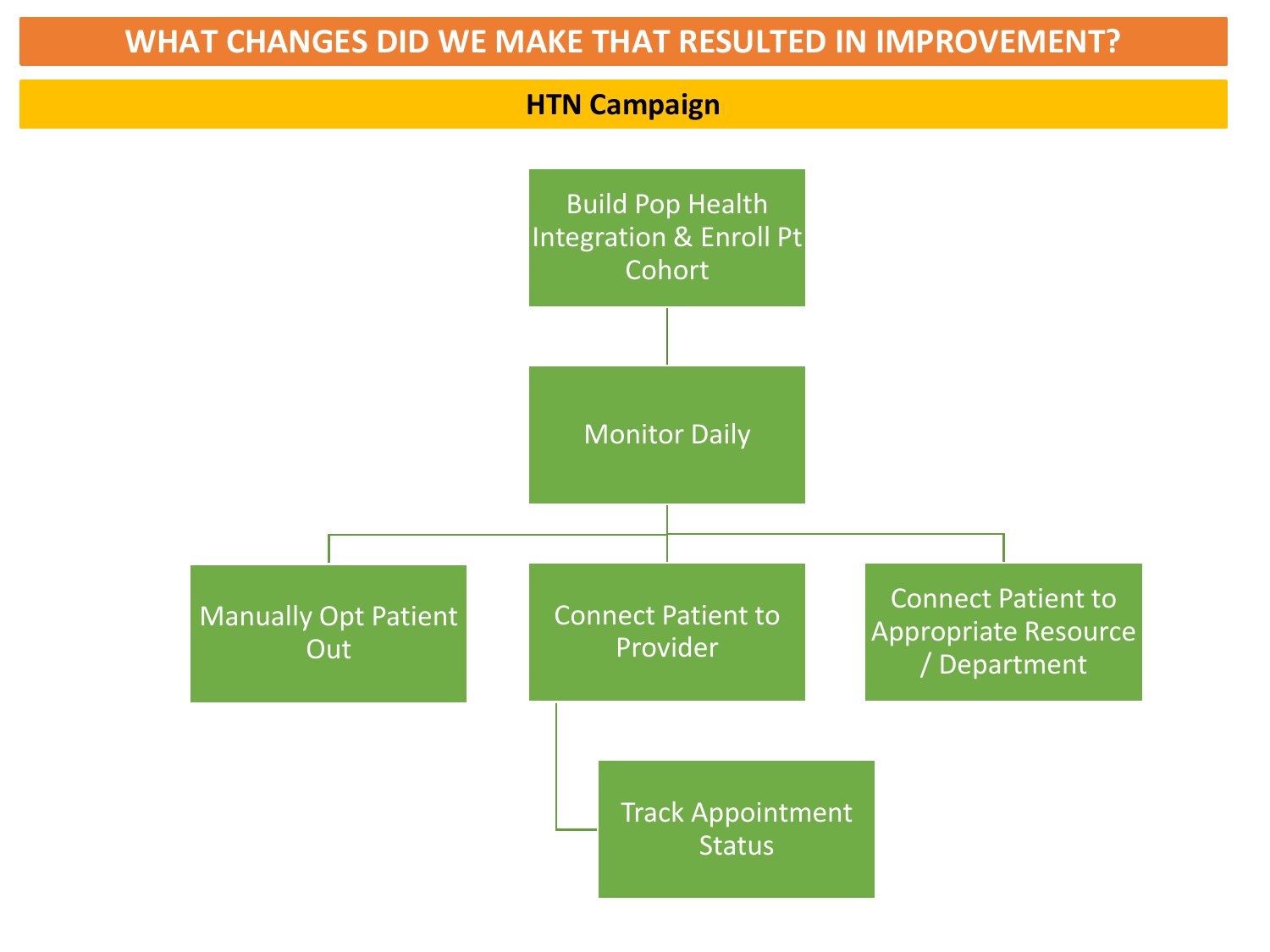# WHAT CHANGES DID WE MAKE THAT RESULTED IN IMPROVEMENT?

## HTN Campaign

- Build Pop Health Integration & Enroll Pt Cohort
  - Monitor Daily
    - Manually Opt Patient Out
    - Connect Patient to Provider
      - Track Appointment Status
    - Connect Patient to Appropriate Resource / Department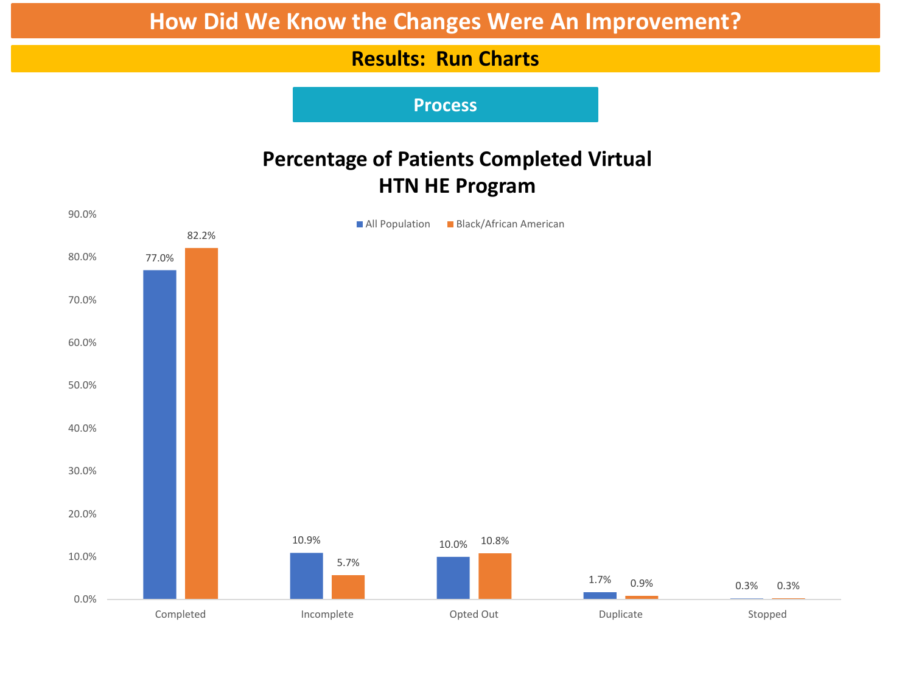# How Did We Know the Changes Were An Improvement?

## Results: Run Charts

### Process

**Percentage of Patients Completed Virtual HTN HE Program**

| | All Population | Black/African American |
|---|---|---|
| Completed | 77.0% | 82.2% |
| Incomplete | 10.9% | 5.7% |
| Opted Out | 10.0% | 10.8% |
| Duplicate | 1.7% | 0.9% |
| Stopped | 0.3% | 0.3% |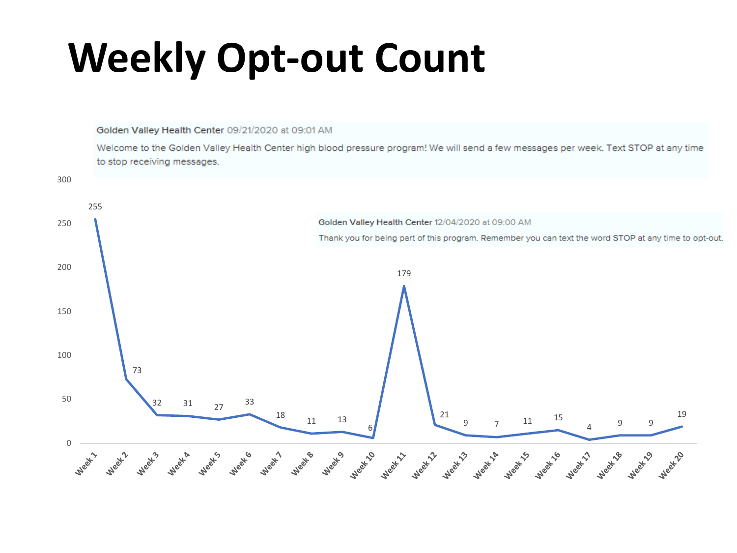# Weekly Opt-out Count

Golden Valley Health Center 09/21/2020 at 09:01 AM

Welcome to the Golden Valley Health Center high blood pressure program! We will send a few messages per week. Text STOP at any time to stop receiving messages.

Golden Valley Health Center 12/04/2020 at 09:00 AM

Thank you for being part of this program. Remember you can text the word STOP at any time to opt-out.

| Week | Opt-out Count |
|---|---|
| Week 1 | 255 |
| Week 2 | 73 |
| Week 3 | 32 |
| Week 4 | 31 |
| Week 5 | 27 |
| Week 6 | 33 |
| Week 7 | 18 |
| Week 8 | 11 |
| Week 9 | 13 |
| Week 10 | 6 |
| Week 11 | 179 |
| Week 12 | 21 |
| Week 13 | 9 |
| Week 14 | 7 |
| Week 15 | 11 |
| Week 16 | 15 |
| Week 17 | 4 |
| Week 18 | 9 |
| Week 19 | 9 |
| Week 20 | 19 |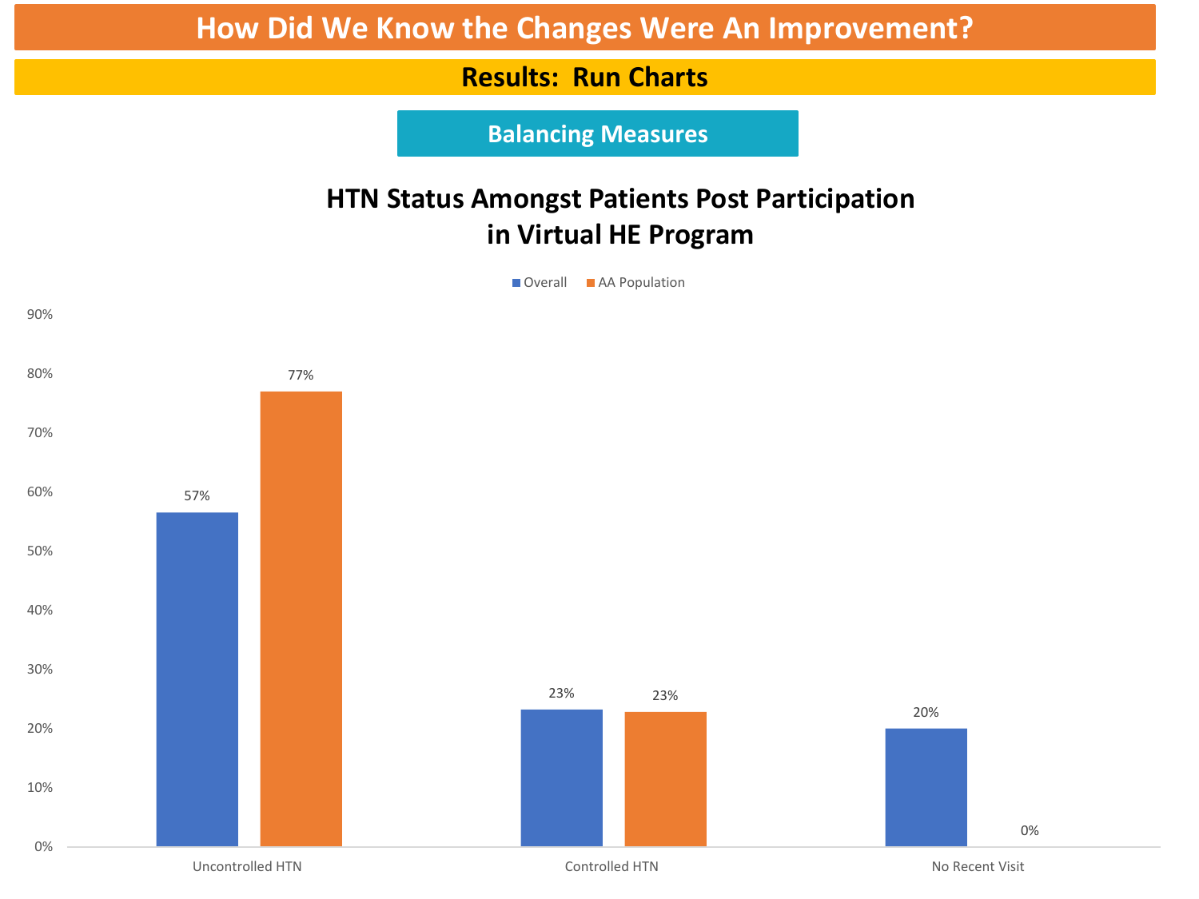# How Did We Know the Changes Were An Improvement?

## Results: Run Charts

### Balancing Measures

**HTN Status Amongst Patients Post Participation in Virtual HE Program**

| | Overall | AA Population |
|---|---|---|
| Uncontrolled HTN | 57% | 77% |
| Controlled HTN | 23% | 23% |
| No Recent Visit | 20% | 0% |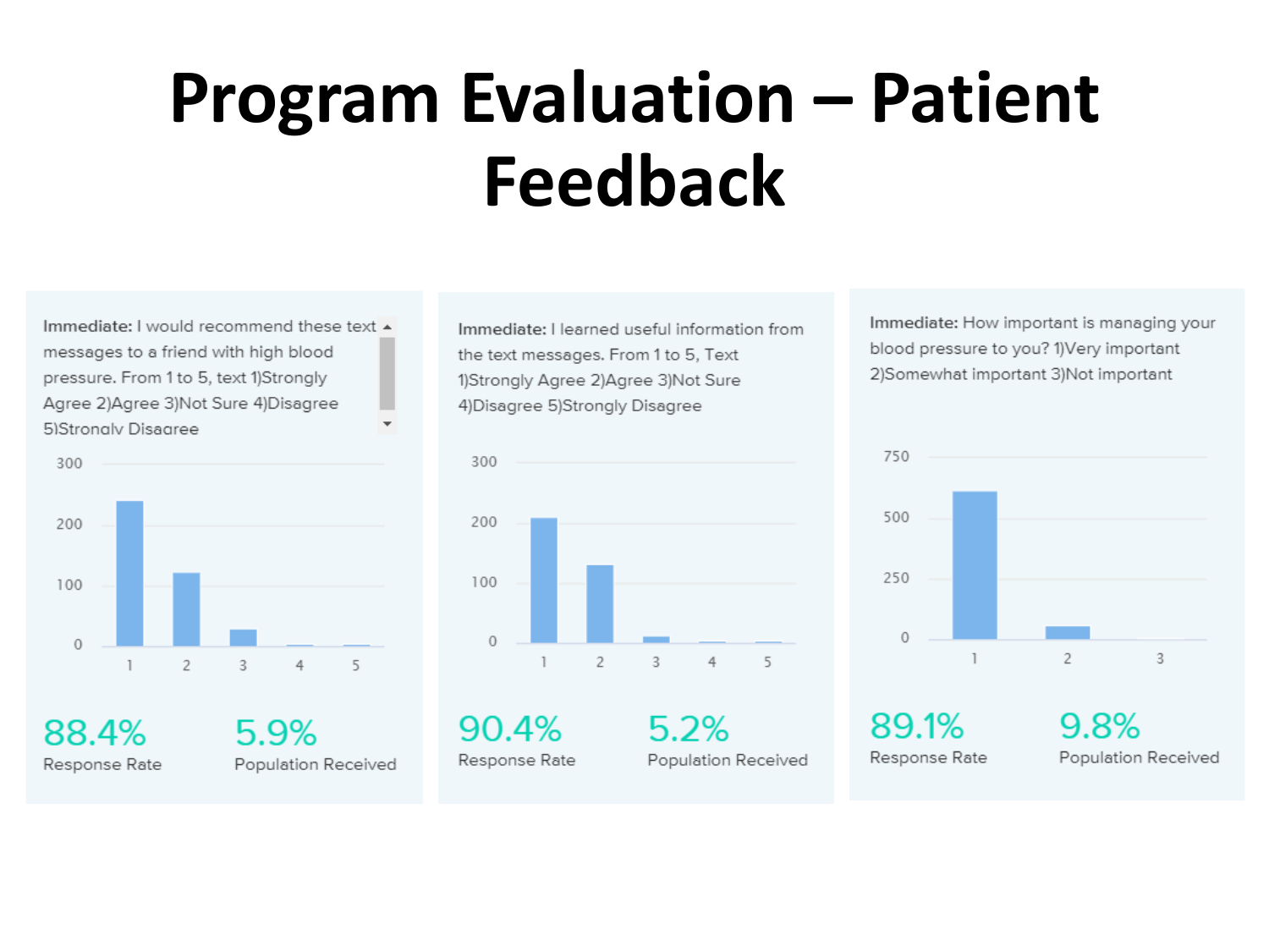# Program Evaluation – Patient Feedback

**Immediate:** I would recommend these text messages to a friend with high blood pressure. From 1 to 5, text 1)Strongly Agree 2)Agree 3)Not Sure 4)Disagree 5)Strongly Disagree

88.4% Response Rate

5.9% Population Received

**Immediate:** I learned useful information from the text messages. From 1 to 5, Text 1)Strongly Agree 2)Agree 3)Not Sure 4)Disagree 5)Strongly Disagree

90.4% Response Rate

5.2% Population Received

**Immediate:** How important is managing your blood pressure to you? 1)Very important 2)Somewhat important 3)Not important

89.1% Response Rate

9.8% Population Received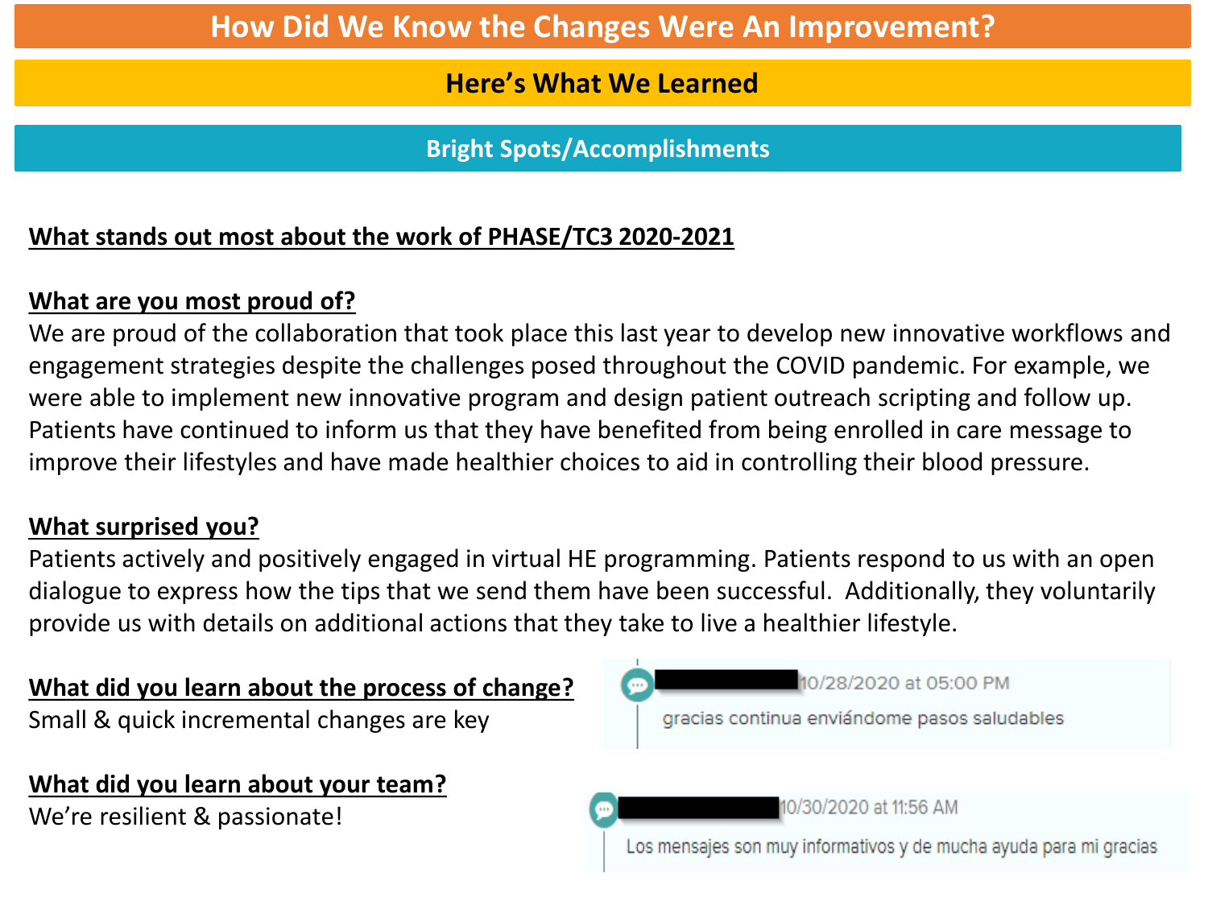# How Did We Know the Changes Were An Improvement?

## Here's What We Learned

### Bright Spots/Accomplishments

**What stands out most about the work of PHASE/TC3 2020-2021**

**What are you most proud of?**

We are proud of the collaboration that took place this last year to develop new innovative workflows and engagement strategies despite the challenges posed throughout the COVID pandemic. For example, we were able to implement new innovative program and design patient outreach scripting and follow up. Patients have continued to inform us that they have benefited from being enrolled in care message to improve their lifestyles and have made healthier choices to aid in controlling their blood pressure.

**What surprised you?**

Patients actively and positively engaged in virtual HE programming. Patients respond to us with an open dialogue to express how the tips that we send them have been successful. Additionally, they voluntarily provide us with details on additional actions that they take to live a healthier lifestyle.

**What did you learn about the process of change?**

Small & quick incremental changes are key

**What did you learn about your team?**

We're resilient & passionate!

10/28/2020 at 05:00 PM
gracias continua enviándome pasos saludables

10/30/2020 at 11:56 AM
Los mensajes son muy informativos y de mucha ayuda para mi gracias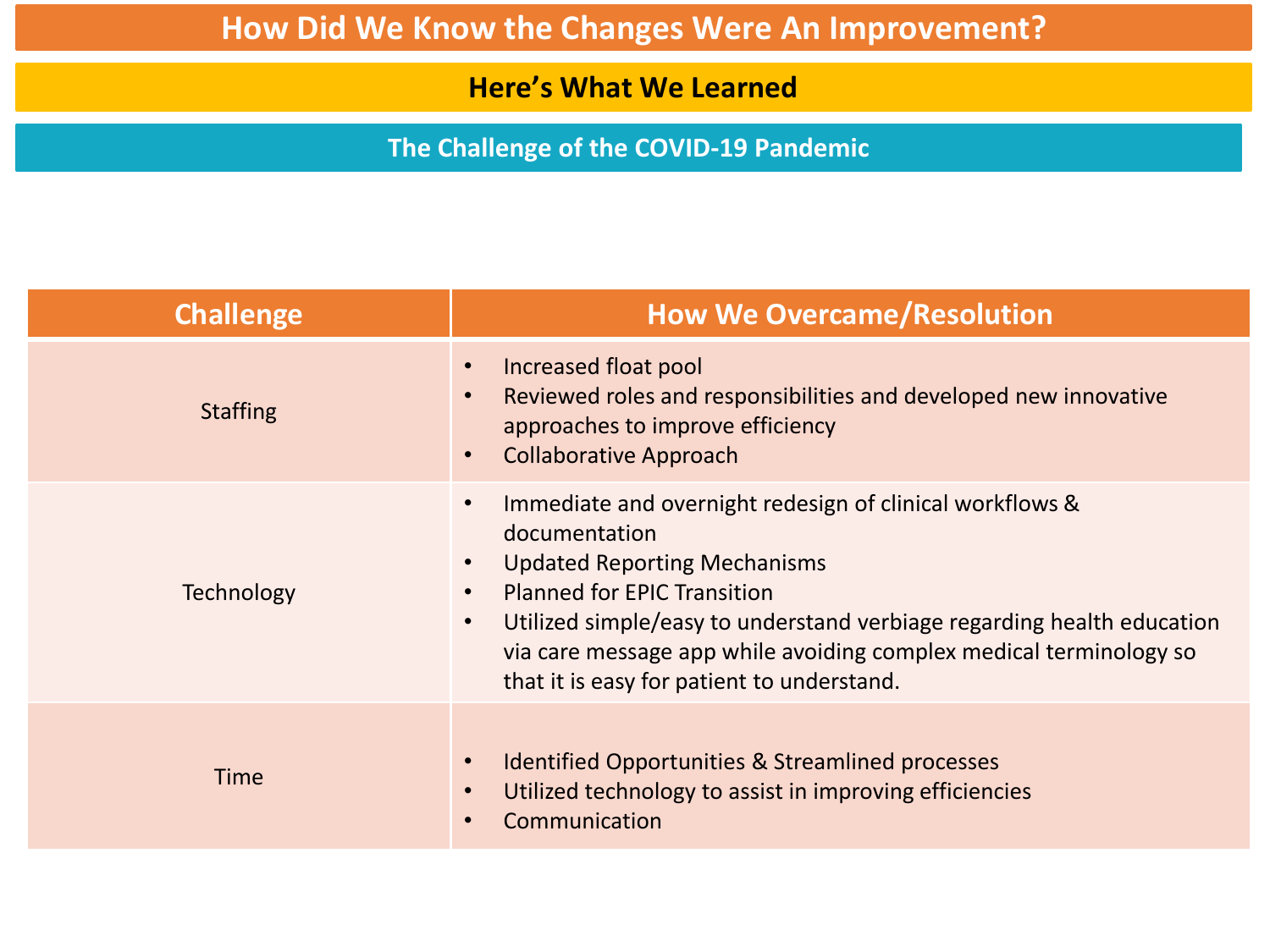# How Did We Know the Changes Were An Improvement?

## Here's What We Learned

### The Challenge of the COVID-19 Pandemic

| Challenge | How We Overcame/Resolution |
| --- | --- |
| Staffing | • Increased float pool<br>• Reviewed roles and responsibilities and developed new innovative approaches to improve efficiency<br>• Collaborative Approach |
| Technology | • Immediate and overnight redesign of clinical workflows & documentation<br>• Updated Reporting Mechanisms<br>• Planned for EPIC Transition<br>• Utilized simple/easy to understand verbiage regarding health education via care message app while avoiding complex medical terminology so that it is easy for patient to understand. |
| Time | • Identified Opportunities & Streamlined processes<br>• Utilized technology to assist in improving efficiencies<br>• Communication |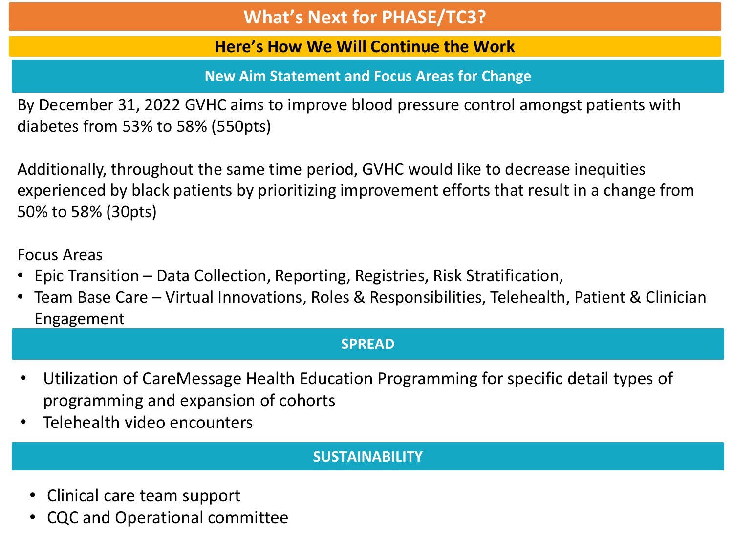# What's Next for PHASE/TC3?

## Here's How We Will Continue the Work

### New Aim Statement and Focus Areas for Change

By December 31, 2022 GVHC aims to improve blood pressure control amongst patients with diabetes from 53% to 58% (550pts)

Additionally, throughout the same time period, GVHC would like to decrease inequities experienced by black patients by prioritizing improvement efforts that result in a change from 50% to 58% (30pts)

Focus Areas

- Epic Transition – Data Collection, Reporting, Registries, Risk Stratification,
- Team Base Care – Virtual Innovations, Roles & Responsibilities, Telehealth, Patient & Clinician Engagement

### SPREAD

- Utilization of CareMessage Health Education Programming for specific detail types of programming and expansion of cohorts
- Telehealth video encounters

### SUSTAINABILITY

- Clinical care team support
- CQC and Operational committee